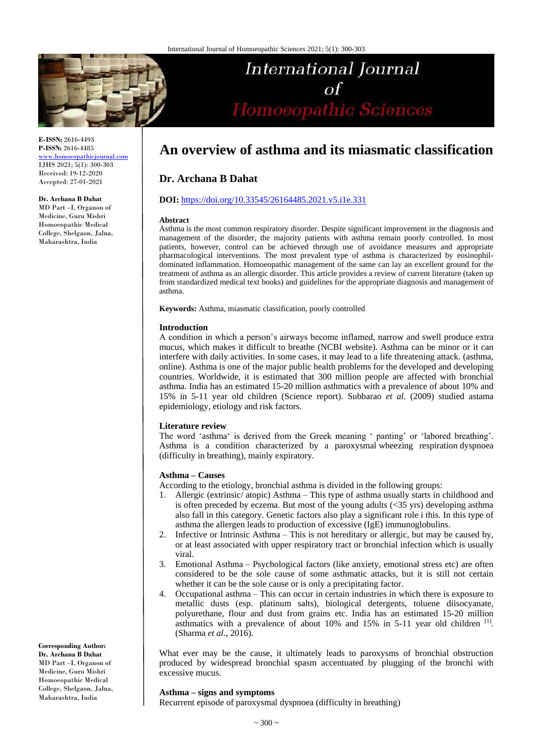# An overview of asthma and its miasmatic classification

## Dr. Archana B Dahat

**DOI:** https://doi.org/10.33545/26164485.2021.v5.i1e.331

E-ISSN: 2616-4493
P-ISSN: 2616-4485
www.homoeopathicjournal.com
IJHS 2021; 5(1): 300-303
Received: 19-12-2020
Accepted: 27-01-2021

**Dr. Archana B Dahat**
MD Part –I, Organon of Medicine, Guru Mishri Homoeopathic Medical College, Shelgaon, Jalna, Maharashtra, India

**Corresponding Author:**
**Dr. Archana B Dahat**
MD Part –I, Organon of Medicine, Guru Mishri Homoeopathic Medical College, Shelgaon, Jalna, Maharashtra, India

### Abstract

Asthma is the most common respiratory disorder. Despite significant improvement in the diagnosis and management of the disorder, the majority patients with asthma remain poorly controlled. In most patients, however, control can be achieved through use of avoidance measures and appropriate pharmacological interventions. The most prevalent type of asthma is characterized by eosinophil-dominated inflammation. Homoeopathic management of the same can lay an excellent ground for the treatment of asthma as an allergic disorder. This article provides a review of current literature (taken up from standardized medical text books) and guidelines for the appropriate diagnosis and management of asthma.

**Keywords:** Asthma, miasmatic classification, poorly controlled

### Introduction

A condition in which a person's airways become inflamed, narrow and swell produce extra mucus, which makes it difficult to breathe (NCBI website). Asthma can be minor or it can interfere with daily activities. In some cases, it may lead to a life threatening attack. (asthma, online). Asthma is one of the major public health problems for the developed and developing countries. Worldwide, it is estimated that 300 million people are affected with bronchial asthma. India has an estimated 15-20 million asthmatics with a prevalence of about 10% and 15% in 5-11 year old children (Science report). Subbarao *et al*. (2009) studied astama epidemiology, etiology and risk factors.

### Literature review

The word 'asthma' is derived from the Greek meaning ' panting' or 'labored breathing'. Asthma is a condition characterized by a paroxysmal wheezing respiration dyspnoea (difficulty in breathing), mainly expiratory.

### Asthma – Causes

According to the etiology, bronchial asthma is divided in the following groups:

1. Allergic (extrinsic/ atopic) Asthma – This type of asthma usually starts in childhood and is often preceded by eczema. But most of the young adults (<35 yrs) developing asthma also fall in this category. Genetic factors also play a significant role i this. In this type of asthma the allergen leads to production of excessive (IgE) immunoglobulins.
2. Infective or Intrinsic Asthma – This is not hereditary or allergic, but may be caused by, or at least associated with upper respiratory tract or bronchial infection which is usually viral.
3. Emotional Asthma – Psychological factors (like anxiety, emotional stress etc) are often considered to be the sole cause of some asthmatic attacks, but it is still not certain whether it can be the sole cause or is only a precipitating factor.
4. Occupational asthma – This can occur in certain industries in which there is exposure to metallic dusts (esp. platinum salts), biological detergents, toluene diisocyanate, polyurethane, flour and dust from grains etc. India has an estimated 15-20 million asthmatics with a prevalence of about 10% and 15% in 5-11 year old children [1]. (Sharma *et al*., 2016).

What ever may be the cause, it ultimately leads to paroxysms of bronchial obstruction produced by widespread bronchial spasm accentuated by plugging of the bronchi with excessive mucus.

### Asthma – signs and symptoms

Recurrent episode of paroxysmal dyspnoea (difficulty in breathing)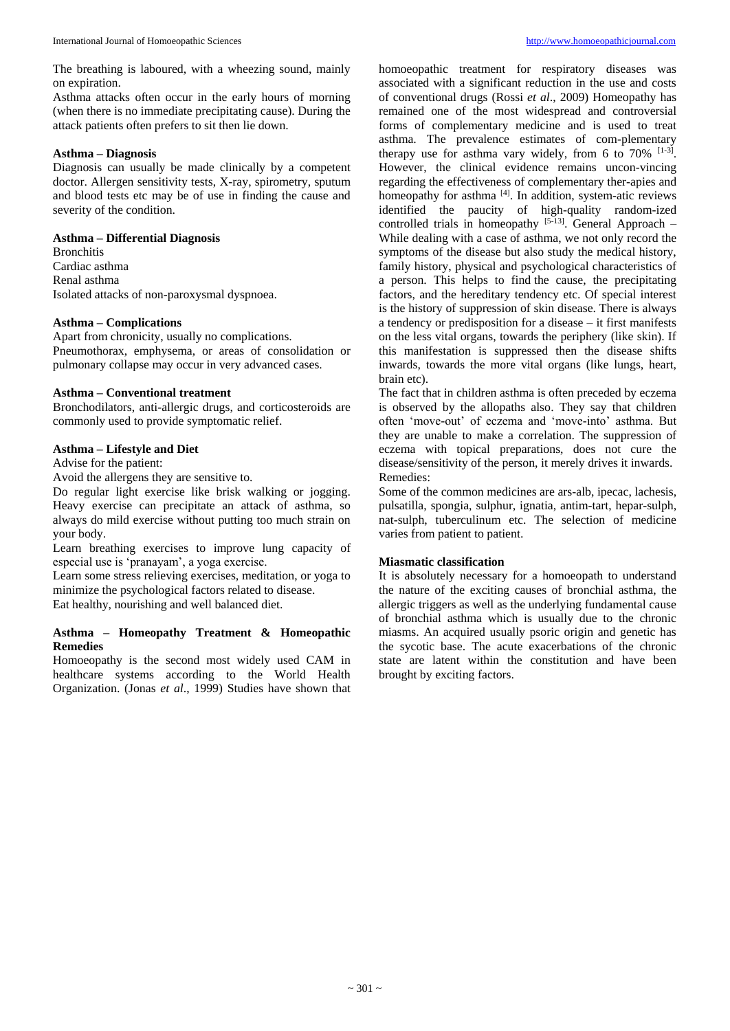The breathing is laboured, with a wheezing sound, mainly on expiration.

Asthma attacks often occur in the early hours of morning (when there is no immediate precipitating cause). During the attack patients often prefers to sit then lie down.

**Asthma – Diagnosis**

Diagnosis can usually be made clinically by a competent doctor. Allergen sensitivity tests, X-ray, spirometry, sputum and blood tests etc may be of use in finding the cause and severity of the condition.

**Asthma – Differential Diagnosis**

Bronchitis
Cardiac asthma
Renal asthma
Isolated attacks of non-paroxysmal dyspnoea.

**Asthma – Complications**

Apart from chronicity, usually no complications.
Pneumothorax, emphysema, or areas of consolidation or pulmonary collapse may occur in very advanced cases.

**Asthma – Conventional treatment**

Bronchodilators, anti-allergic drugs, and corticosteroids are commonly used to provide symptomatic relief.

**Asthma – Lifestyle and Diet**

Advise for the patient:
Avoid the allergens they are sensitive to.
Do regular light exercise like brisk walking or jogging. Heavy exercise can precipitate an attack of asthma, so always do mild exercise without putting too much strain on your body.
Learn breathing exercises to improve lung capacity of especial use is 'pranayam', a yoga exercise.
Learn some stress relieving exercises, meditation, or yoga to minimize the psychological factors related to disease.
Eat healthy, nourishing and well balanced diet.

**Asthma – Homeopathy Treatment & Homeopathic Remedies**

Homoeopathy is the second most widely used CAM in healthcare systems according to the World Health Organization. (Jonas *et al*., 1999) Studies have shown that homoeopathic treatment for respiratory diseases was associated with a significant reduction in the use and costs of conventional drugs (Rossi *et al*., 2009) Homeopathy has remained one of the most widespread and controversial forms of complementary medicine and is used to treat asthma. The prevalence estimates of com-plementary therapy use for asthma vary widely, from 6 to 70% [1-3]. However, the clinical evidence remains uncon-vincing regarding the effectiveness of complementary ther-apies and homeopathy for asthma [4]. In addition, system-atic reviews identified the paucity of high-quality random-ized controlled trials in homeopathy [5-13]. General Approach – While dealing with a case of asthma, we not only record the symptoms of the disease but also study the medical history, family history, physical and psychological characteristics of a person. This helps to find the cause, the precipitating factors, and the hereditary tendency etc. Of special interest is the history of suppression of skin disease. There is always a tendency or predisposition for a disease – it first manifests on the less vital organs, towards the periphery (like skin). If this manifestation is suppressed then the disease shifts inwards, towards the more vital organs (like lungs, heart, brain etc).

The fact that in children asthma is often preceded by eczema is observed by the allopaths also. They say that children often 'move-out' of eczema and 'move-into' asthma. But they are unable to make a correlation. The suppression of eczema with topical preparations, does not cure the disease/sensitivity of the person, it merely drives it inwards.

Remedies:

Some of the common medicines are ars-alb, ipecac, lachesis, pulsatilla, spongia, sulphur, ignatia, antim-tart, hepar-sulph, nat-sulph, tuberculinum etc. The selection of medicine varies from patient to patient.

**Miasmatic classification**

It is absolutely necessary for a homoeopath to understand the nature of the exciting causes of bronchial asthma, the allergic triggers as well as the underlying fundamental cause of bronchial asthma which is usually due to the chronic miasms. An acquired usually psoric origin and genetic has the sycotic base. The acute exacerbations of the chronic state are latent within the constitution and have been brought by exciting factors.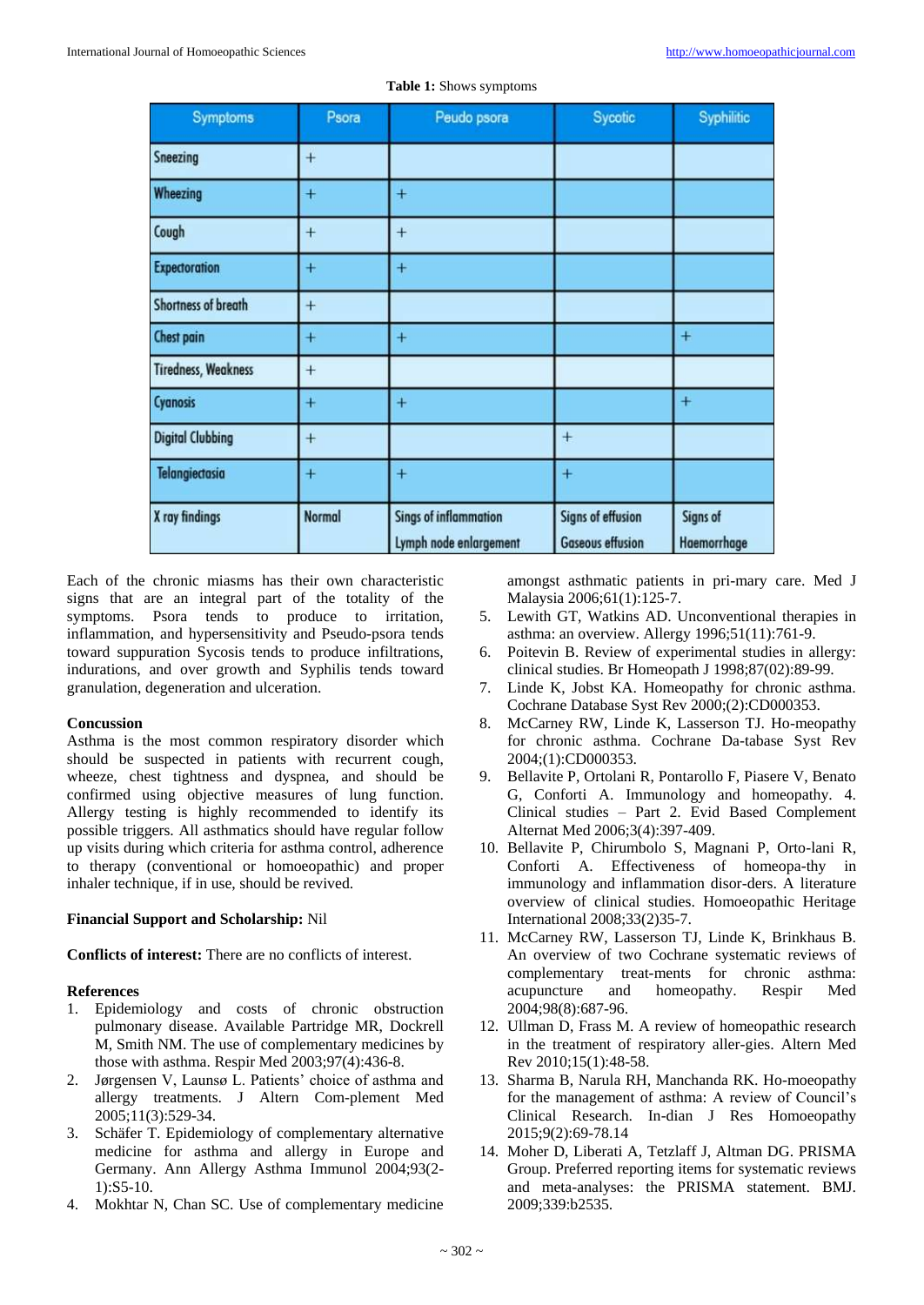**Table 1:** Shows symptoms

| Symptoms | Psora | Peudo psora | Sycotic | Syphilitic |
|---|---|---|---|---|
| Sneezing | + | | | |
| Wheezing | + | + | | |
| Cough | + | + | | |
| Expectoration | + | + | | |
| Shortness of breath | + | | | |
| Chest pain | + | + | | + |
| Tiredness, Weakness | + | | | |
| Cyanosis | + | + | | + |
| Digital Clubbing | + | | + | |
| Telangiectasia | + | + | + | |
| X ray findings | Normal | Sings of inflammation Lymph node enlargement | Signs of effusion Gaseous effusion | Signs of Haemorrhage |

Each of the chronic miasms has their own characteristic signs that are an integral part of the totality of the symptoms. Psora tends to produce to irritation, inflammation, and hypersensitivity and Pseudo-psora tends toward suppuration Sycosis tends to produce infiltrations, indurations, and over growth and Syphilis tends toward granulation, degeneration and ulceration.

**Concussion**

Asthma is the most common respiratory disorder which should be suspected in patients with recurrent cough, wheeze, chest tightness and dyspnea, and should be confirmed using objective measures of lung function. Allergy testing is highly recommended to identify its possible triggers. All asthmatics should have regular follow up visits during which criteria for asthma control, adherence to therapy (conventional or homoeopathic) and proper inhaler technique, if in use, should be revived.

**Financial Support and Scholarship:** Nil

**Conflicts of interest:** There are no conflicts of interest.

**References**

1. Epidemiology and costs of chronic obstruction pulmonary disease. Available Partridge MR, Dockrell M, Smith NM. The use of complementary medicines by those with asthma. Respir Med 2003;97(4):436-8.
2. Jørgensen V, Launsø L. Patients' choice of asthma and allergy treatments. J Altern Com-plement Med 2005;11(3):529-34.
3. Schäfer T. Epidemiology of complementary alternative medicine for asthma and allergy in Europe and Germany. Ann Allergy Asthma Immunol 2004;93(2-1):S5-10.
4. Mokhtar N, Chan SC. Use of complementary medicine amongst asthmatic patients in pri-mary care. Med J Malaysia 2006;61(1):125-7.
5. Lewith GT, Watkins AD. Unconventional therapies in asthma: an overview. Allergy 1996;51(11):761-9.
6. Poitevin B. Review of experimental studies in allergy: clinical studies. Br Homeopath J 1998;87(02):89-99.
7. Linde K, Jobst KA. Homeopathy for chronic asthma. Cochrane Database Syst Rev 2000;(2):CD000353.
8. McCarney RW, Linde K, Lasserson TJ. Ho-meopathy for chronic asthma. Cochrane Da-tabase Syst Rev 2004;(1):CD000353.
9. Bellavite P, Ortolani R, Pontarollo F, Piasere V, Benato G, Conforti A. Immunology and homeopathy. 4. Clinical studies – Part 2. Evid Based Complement Alternat Med 2006;3(4):397-409.
10. Bellavite P, Chirumbolo S, Magnani P, Orto-lani R, Conforti A. Effectiveness of homeopa-thy in immunology and inflammation disor-ders. A literature overview of clinical studies. Homoeopathic Heritage International 2008;33(2)35-7.
11. McCarney RW, Lasserson TJ, Linde K, Brinkhaus B. An overview of two Cochrane systematic reviews of complementary treat-ments for chronic asthma: acupuncture and homeopathy. Respir Med 2004;98(8):687-96.
12. Ullman D, Frass M. A review of homeopathic research in the treatment of respiratory aller-gies. Altern Med Rev 2010;15(1):48-58.
13. Sharma B, Narula RH, Manchanda RK. Ho-moeopathy for the management of asthma: A review of Council's Clinical Research. In-dian J Res Homoeopathy 2015;9(2):69-78.14
14. Moher D, Liberati A, Tetzlaff J, Altman DG. PRISMA Group. Preferred reporting items for systematic reviews and meta-analyses: the PRISMA statement. BMJ. 2009;339:b2535.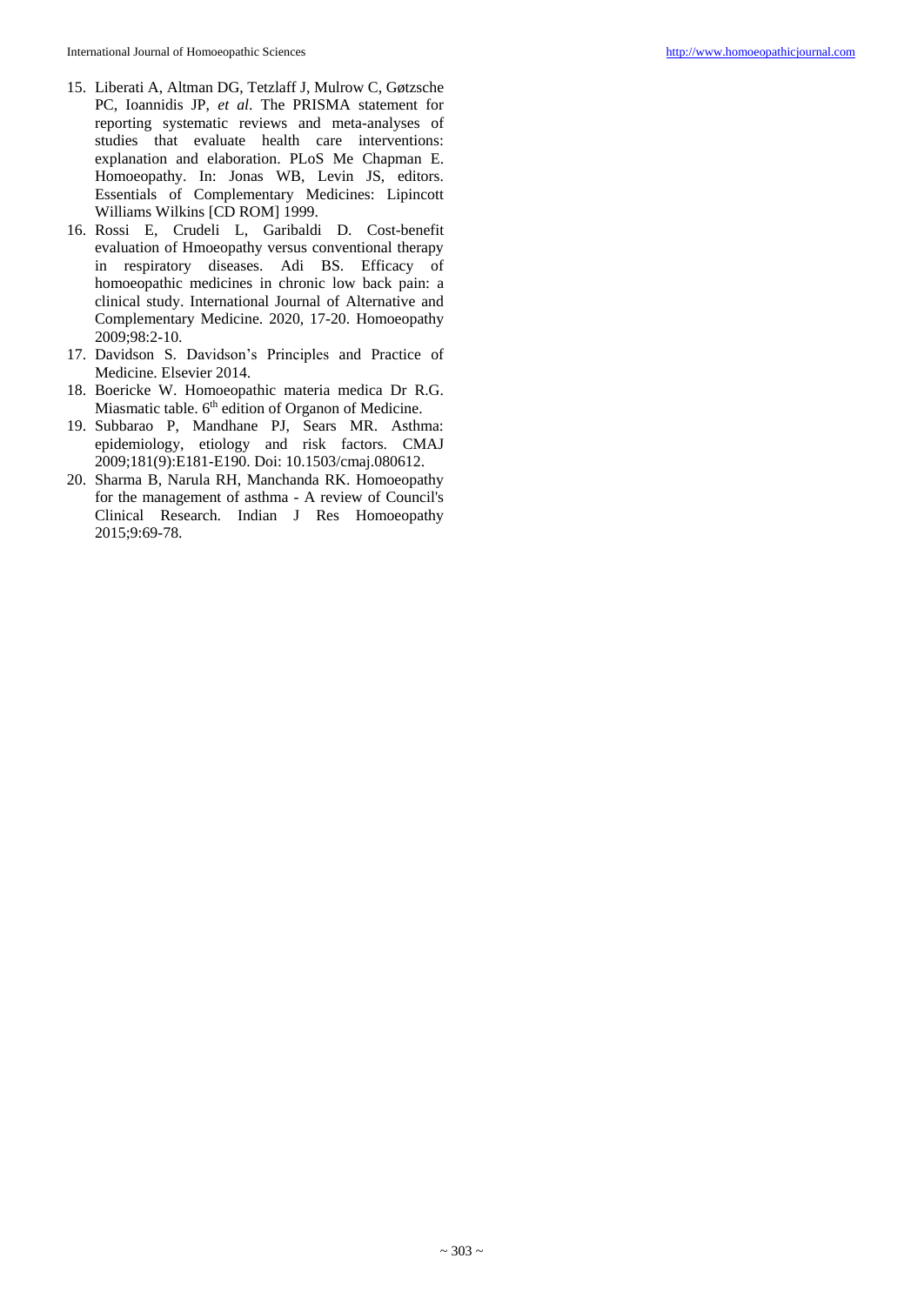15. Liberati A, Altman DG, Tetzlaff J, Mulrow C, Gøtzsche PC, Ioannidis JP, *et al*. The PRISMA statement for reporting systematic reviews and meta-analyses of studies that evaluate health care interventions: explanation and elaboration. PLoS Me Chapman E. Homoeopathy. In: Jonas WB, Levin JS, editors. Essentials of Complementary Medicines: Lipincott Williams Wilkins [CD ROM] 1999.
16. Rossi E, Crudeli L, Garibaldi D. Cost-benefit evaluation of Hmoeopathy versus conventional therapy in respiratory diseases. Adi BS. Efficacy of homoeopathic medicines in chronic low back pain: a clinical study. International Journal of Alternative and Complementary Medicine. 2020, 17-20. Homoeopathy 2009;98:2-10.
17. Davidson S. Davidson's Principles and Practice of Medicine. Elsevier 2014.
18. Boericke W. Homoeopathic materia medica Dr R.G. Miasmatic table. 6th edition of Organon of Medicine.
19. Subbarao P, Mandhane PJ, Sears MR. Asthma: epidemiology, etiology and risk factors. CMAJ 2009;181(9):E181-E190. Doi: 10.1503/cmaj.080612.
20. Sharma B, Narula RH, Manchanda RK. Homoeopathy for the management of asthma - A review of Council's Clinical Research. Indian J Res Homoeopathy 2015;9:69-78.